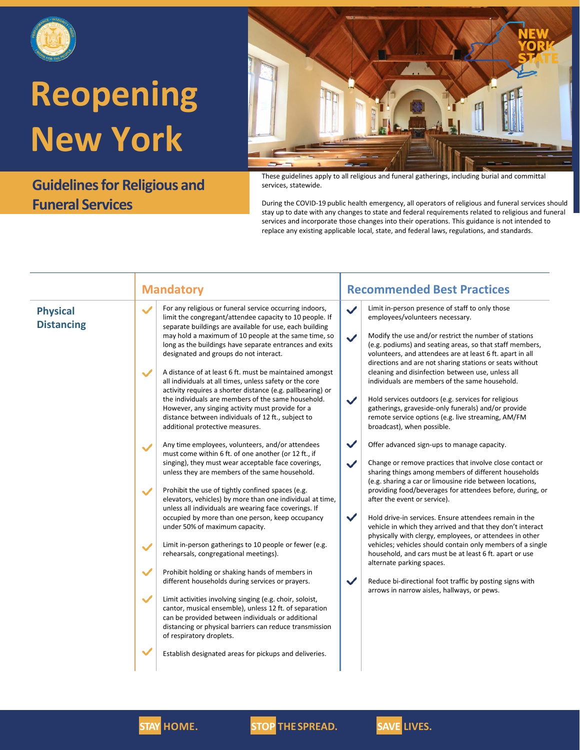# Reopening New York

## Guidelines for Religious and Funeral Services

These guidelines apply to all religious and funeral gatherings, including burial and committal services, statewide.

During the COVID-19 public health emergency, all operators of religious and funeral services should stay up to date with any changes to state and federal requirements related to religious and funeral services and incorporate those changes into their operations. This guidance is not intended to replace any existing applicable local, state, and federal laws, regulations, and standards.

| | Mandatory | Recommended Best Practices |
|---|---|---|
| **Physical Distancing** | ✓ For any religious or funeral service occurring indoors, limit the congregant/attendee capacity to 10 people. If separate buildings are available for use, each building may hold a maximum of 10 people at the same time, so long as the buildings have separate entrances and exits designated and groups do not interact.<br><br>✓ A distance of at least 6 ft. must be maintained amongst all individuals at all times, unless safety or the core activity requires a shorter distance (e.g. pallbearing) or the individuals are members of the same household. However, any singing activity must provide for a distance between individuals of 12 ft., subject to additional protective measures.<br><br>✓ Any time employees, volunteers, and/or attendees must come within 6 ft. of one another (or 12 ft., if singing), they must wear acceptable face coverings, unless they are members of the same household.<br><br>✓ Prohibit the use of tightly confined spaces (e.g. elevators, vehicles) by more than one individual at time, unless all individuals are wearing face coverings. If occupied by more than one person, keep occupancy under 50% of maximum capacity.<br><br>✓ Limit in-person gatherings to 10 people or fewer (e.g. rehearsals, congregational meetings).<br><br>✓ Prohibit holding or shaking hands of members in different households during services or prayers.<br><br>✓ Limit activities involving singing (e.g. choir, soloist, cantor, musical ensemble), unless 12 ft. of separation can be provided between individuals or additional distancing or physical barriers can reduce transmission of respiratory droplets.<br><br>✓ Establish designated areas for pickups and deliveries. | ✓ Limit in-person presence of staff to only those employees/volunteers necessary.<br><br>✓ Modify the use and/or restrict the number of stations (e.g. podiums) and seating areas, so that staff members, volunteers, and attendees are at least 6 ft. apart in all directions and are not sharing stations or seats without cleaning and disinfection between use, unless all individuals are members of the same household.<br><br>✓ Hold services outdoors (e.g. services for religious gatherings, graveside-only funerals) and/or provide remote service options (e.g. live streaming, AM/FM broadcast), when possible.<br><br>✓ Offer advanced sign-ups to manage capacity.<br><br>✓ Change or remove practices that involve close contact or sharing things among members of different households (e.g. sharing a car or limousine ride between locations, providing food/beverages for attendees before, during, or after the event or service).<br><br>✓ Hold drive-in services. Ensure attendees remain in the vehicle in which they arrived and that they don't interact physically with clergy, employees, or attendees in other vehicles; vehicles should contain only members of a single household, and cars must be at least 6 ft. apart or use alternate parking spaces.<br><br>✓ Reduce bi-directional foot traffic by posting signs with arrows in narrow aisles, hallways, or pews. |

STAY HOME. STOP THE SPREAD. SAVE LIVES.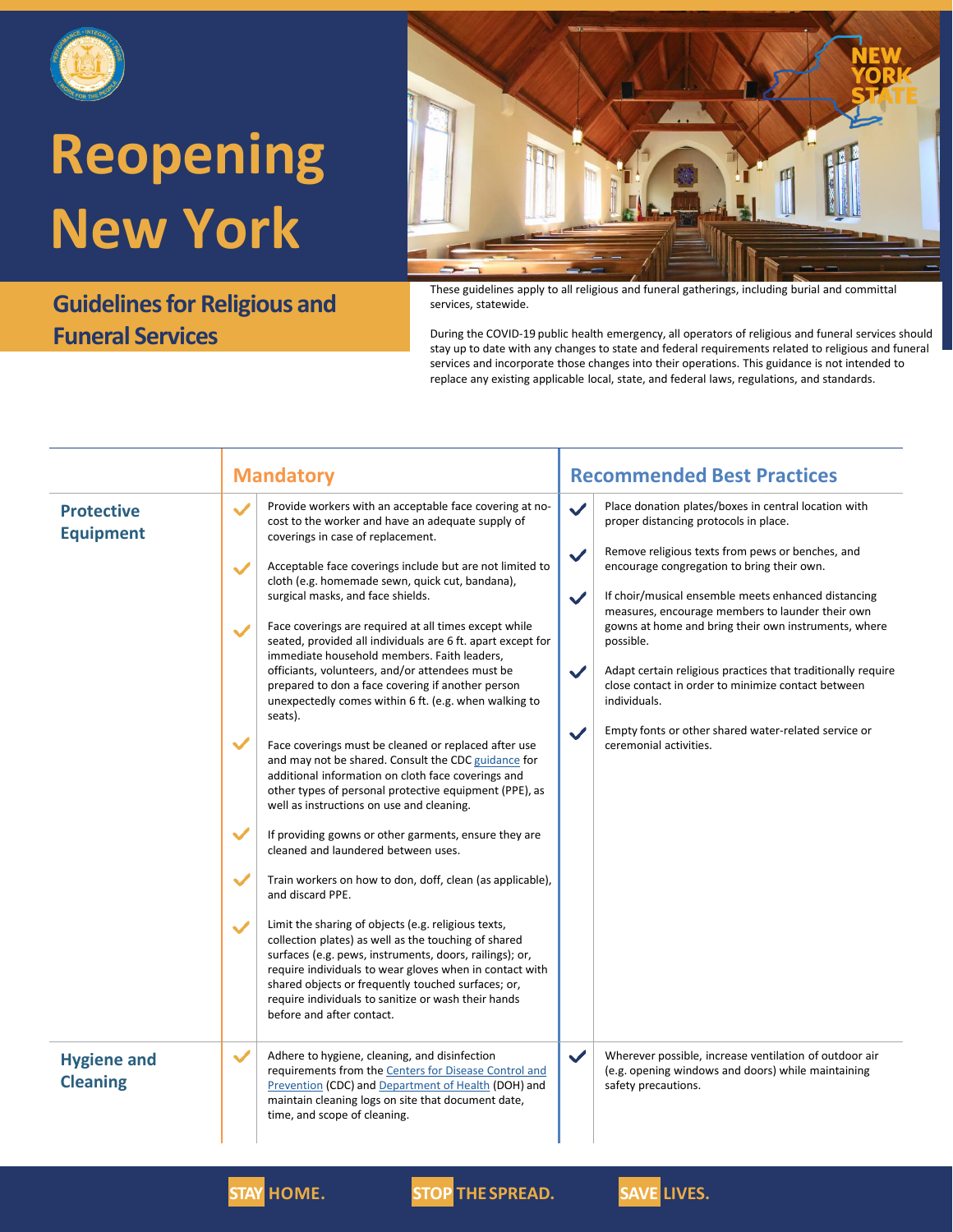# Reopening New York

## Guidelines for Religious and Funeral Services

These guidelines apply to all religious and funeral gatherings, including burial and committal services, statewide.

During the COVID-19 public health emergency, all operators of religious and funeral services should stay up to date with any changes to state and federal requirements related to religious and funeral services and incorporate those changes into their operations. This guidance is not intended to replace any existing applicable local, state, and federal laws, regulations, and standards.

| | Mandatory | Recommended Best Practices |
|---|---|---|
| **Protective Equipment** | ✓ Provide workers with an acceptable face covering at no-cost to the worker and have an adequate supply of coverings in case of replacement.<br><br>✓ Acceptable face coverings include but are not limited to cloth (e.g. homemade sewn, quick cut, bandana), surgical masks, and face shields.<br><br>✓ Face coverings are required at all times except while seated, provided all individuals are 6 ft. apart except for immediate household members. Faith leaders, officiants, volunteers, and/or attendees must be prepared to don a face covering if another person unexpectedly comes within 6 ft. (e.g. when walking to seats).<br><br>✓ Face coverings must be cleaned or replaced after use and may not be shared. Consult the CDC guidance for additional information on cloth face coverings and other types of personal protective equipment (PPE), as well as instructions on use and cleaning.<br><br>✓ If providing gowns or other garments, ensure they are cleaned and laundered between uses.<br><br>✓ Train workers on how to don, doff, clean (as applicable), and discard PPE.<br><br>✓ Limit the sharing of objects (e.g. religious texts, collection plates) as well as the touching of shared surfaces (e.g. pews, instruments, doors, railings); or, require individuals to wear gloves when in contact with shared objects or frequently touched surfaces; or, require individuals to sanitize or wash their hands before and after contact. | ✓ Place donation plates/boxes in central location with proper distancing protocols in place.<br><br>✓ Remove religious texts from pews or benches, and encourage congregation to bring their own.<br><br>✓ If choir/musical ensemble meets enhanced distancing measures, encourage members to launder their own gowns at home and bring their own instruments, where possible.<br><br>✓ Adapt certain religious practices that traditionally require close contact in order to minimize contact between individuals.<br><br>✓ Empty fonts or other shared water-related service or ceremonial activities. |
| **Hygiene and Cleaning** | ✓ Adhere to hygiene, cleaning, and disinfection requirements from the Centers for Disease Control and Prevention (CDC) and Department of Health (DOH) and maintain cleaning logs on site that document date, time, and scope of cleaning. | ✓ Wherever possible, increase ventilation of outdoor air (e.g. opening windows and doors) while maintaining safety precautions. |

STAY HOME. STOP THE SPREAD. SAVE LIVES.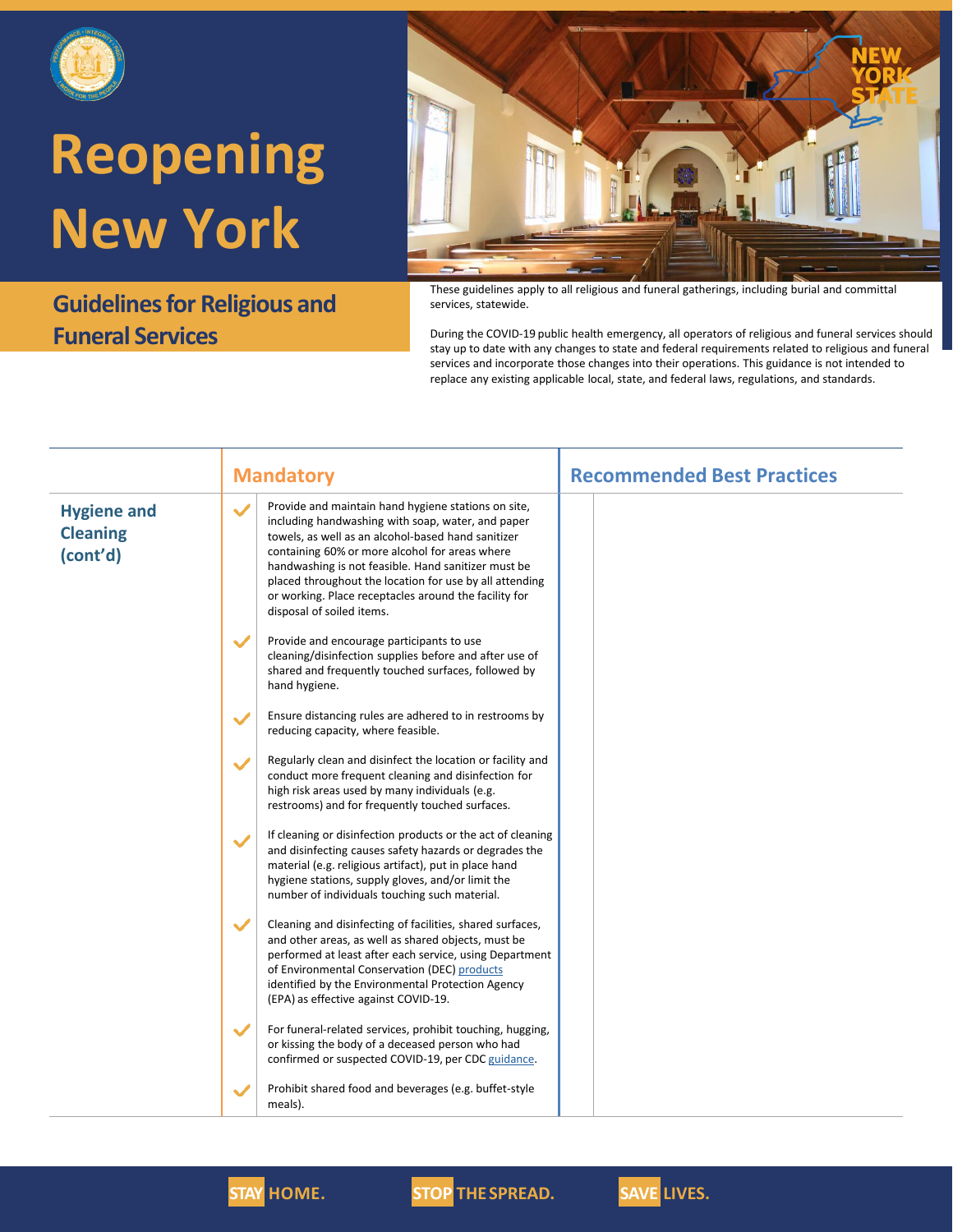# Reopening New York

## Guidelines for Religious and Funeral Services

These guidelines apply to all religious and funeral gatherings, including burial and committal services, statewide.

During the COVID-19 public health emergency, all operators of religious and funeral services should stay up to date with any changes to state and federal requirements related to religious and funeral services and incorporate those changes into their operations. This guidance is not intended to replace any existing applicable local, state, and federal laws, regulations, and standards.

| | Mandatory | Recommended Best Practices |
|---|---|---|
| **Hygiene and Cleaning (cont'd)** | ✔ Provide and maintain hand hygiene stations on site, including handwashing with soap, water, and paper towels, as well as an alcohol-based hand sanitizer containing 60% or more alcohol for areas where handwashing is not feasible. Hand sanitizer must be placed throughout the location for use by all attending or working. Place receptacles around the facility for disposal of soiled items.<br><br>✔ Provide and encourage participants to use cleaning/disinfection supplies before and after use of shared and frequently touched surfaces, followed by hand hygiene.<br><br>✔ Ensure distancing rules are adhered to in restrooms by reducing capacity, where feasible.<br><br>✔ Regularly clean and disinfect the location or facility and conduct more frequent cleaning and disinfection for high risk areas used by many individuals (e.g. restrooms) and for frequently touched surfaces.<br><br>✔ If cleaning or disinfection products or the act of cleaning and disinfecting causes safety hazards or degrades the material (e.g. religious artifact), put in place hand hygiene stations, supply gloves, and/or limit the number of individuals touching such material.<br><br>✔ Cleaning and disinfecting of facilities, shared surfaces, and other areas, as well as shared objects, must be performed at least after each service, using Department of Environmental Conservation (DEC) products identified by the Environmental Protection Agency (EPA) as effective against COVID-19.<br><br>✔ For funeral-related services, prohibit touching, hugging, or kissing the body of a deceased person who had confirmed or suspected COVID-19, per CDC guidance.<br><br>✔ Prohibit shared food and beverages (e.g. buffet-style meals). | |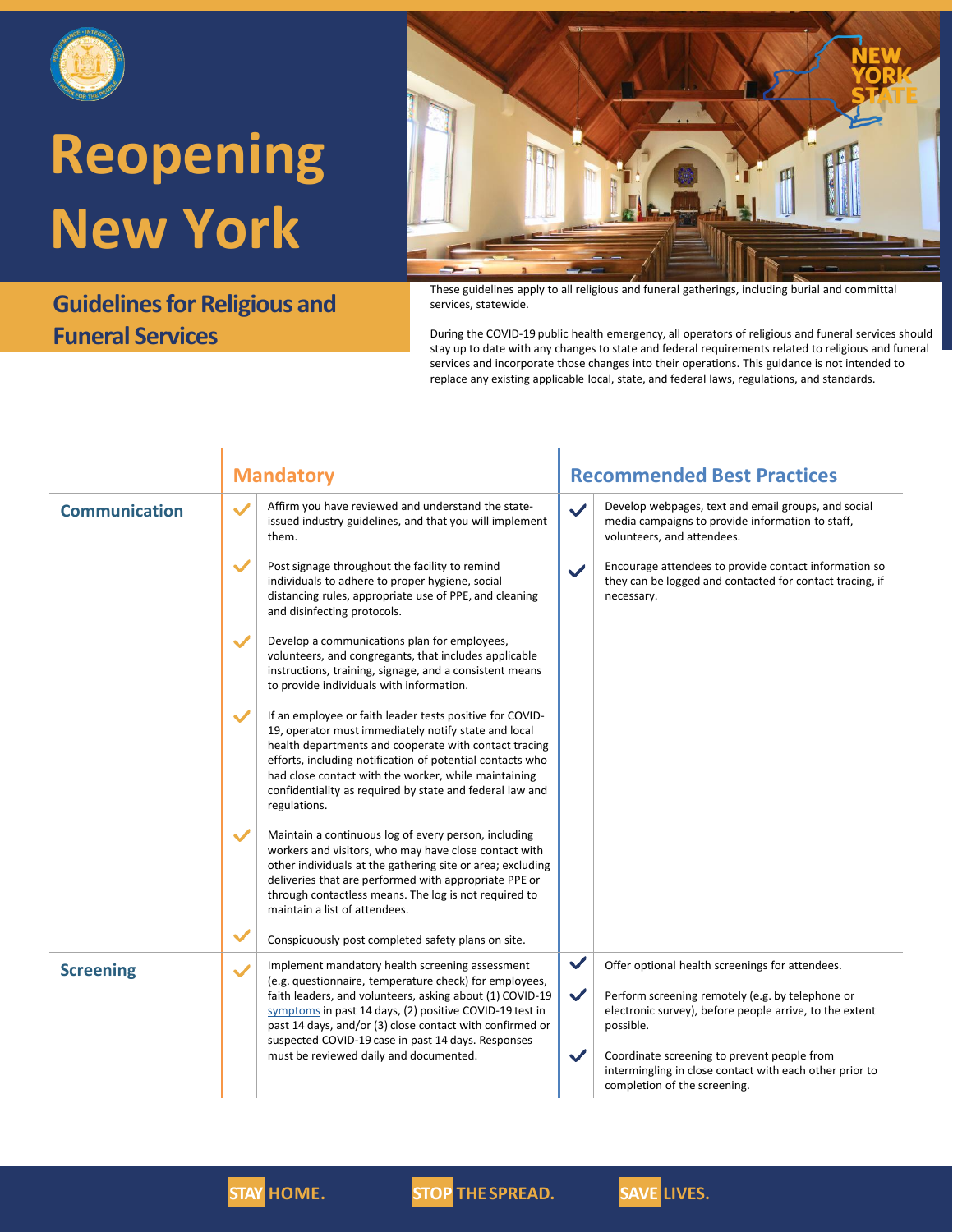# Reopening New York

## Guidelines for Religious and Funeral Services

These guidelines apply to all religious and funeral gatherings, including burial and committal services, statewide.

During the COVID-19 public health emergency, all operators of religious and funeral services should stay up to date with any changes to state and federal requirements related to religious and funeral services and incorporate those changes into their operations. This guidance is not intended to replace any existing applicable local, state, and federal laws, regulations, and standards.

| | Mandatory | Recommended Best Practices |
|---|---|---|
| **Communication** | ✓ Affirm you have reviewed and understand the state-issued industry guidelines, and that you will implement them.<br><br>✓ Post signage throughout the facility to remind individuals to adhere to proper hygiene, social distancing rules, appropriate use of PPE, and cleaning and disinfecting protocols.<br><br>✓ Develop a communications plan for employees, volunteers, and congregants, that includes applicable instructions, training, signage, and a consistent means to provide individuals with information.<br><br>✓ If an employee or faith leader tests positive for COVID-19, operator must immediately notify state and local health departments and cooperate with contact tracing efforts, including notification of potential contacts who had close contact with the worker, while maintaining confidentiality as required by state and federal law and regulations.<br><br>✓ Maintain a continuous log of every person, including workers and visitors, who may have close contact with other individuals at the gathering site or area; excluding deliveries that are performed with appropriate PPE or through contactless means. The log is not required to maintain a list of attendees.<br><br>✓ Conspicuously post completed safety plans on site. | ✓ Develop webpages, text and email groups, and social media campaigns to provide information to staff, volunteers, and attendees.<br><br>✓ Encourage attendees to provide contact information so they can be logged and contacted for contact tracing, if necessary. |
| **Screening** | ✓ Implement mandatory health screening assessment (e.g. questionnaire, temperature check) for employees, faith leaders, and volunteers, asking about (1) COVID-19 symptoms in past 14 days, (2) positive COVID-19 test in past 14 days, and/or (3) close contact with confirmed or suspected COVID-19 case in past 14 days. Responses must be reviewed daily and documented. | ✓ Offer optional health screenings for attendees.<br><br>✓ Perform screening remotely (e.g. by telephone or electronic survey), before people arrive, to the extent possible.<br><br>✓ Coordinate screening to prevent people from intermingling in close contact with each other prior to completion of the screening. |

STAY HOME. STOP THE SPREAD. SAVE LIVES.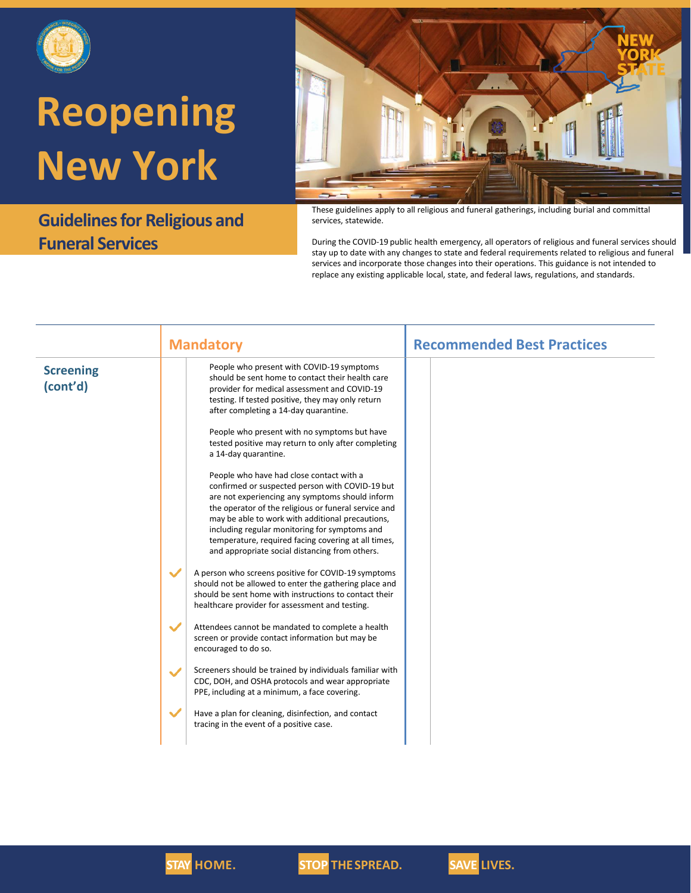# Reopening New York

## Guidelines for Religious and Funeral Services

These guidelines apply to all religious and funeral gatherings, including burial and committal services, statewide.

During the COVID-19 public health emergency, all operators of religious and funeral services should stay up to date with any changes to state and federal requirements related to religious and funeral services and incorporate those changes into their operations. This guidance is not intended to replace any existing applicable local, state, and federal laws, regulations, and standards.

| | Mandatory | Recommended Best Practices |
|---|---|---|
| **Screening (cont'd)** | People who present with COVID-19 symptoms should be sent home to contact their health care provider for medical assessment and COVID-19 testing. If tested positive, they may only return after completing a 14-day quarantine.<br><br>People who present with no symptoms but have tested positive may return to only after completing a 14-day quarantine.<br><br>People who have had close contact with a confirmed or suspected person with COVID-19 but are not experiencing any symptoms should inform the operator of the religious or funeral service and may be able to work with additional precautions, including regular monitoring for symptoms and temperature, required facing covering at all times, and appropriate social distancing from others.<br><br>✓ A person who screens positive for COVID-19 symptoms should not be allowed to enter the gathering place and should be sent home with instructions to contact their healthcare provider for assessment and testing.<br><br>✓ Attendees cannot be mandated to complete a health screen or provide contact information but may be encouraged to do so.<br><br>✓ Screeners should be trained by individuals familiar with CDC, DOH, and OSHA protocols and wear appropriate PPE, including at a minimum, a face covering.<br><br>✓ Have a plan for cleaning, disinfection, and contact tracing in the event of a positive case. | |

STAY HOME. STOP THE SPREAD. SAVE LIVES.